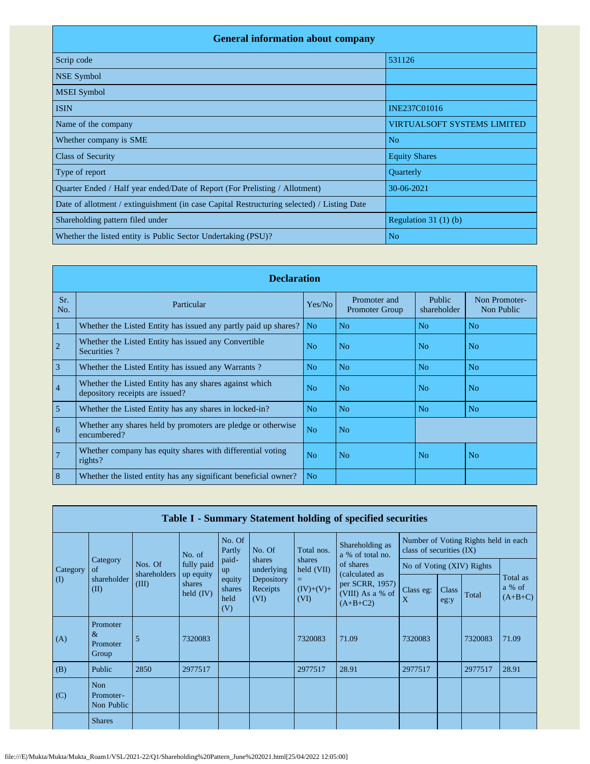## General information about company

| General information about company | |
|---|---|
| Scrip code | 531126 |
| NSE Symbol | |
| MSEI Symbol | |
| ISIN | INE237C01016 |
| Name of the company | VIRTUALSOFT SYSTEMS LIMITED |
| Whether company is SME | No |
| Class of Security | Equity Shares |
| Type of report | Quarterly |
| Quarter Ended / Half year ended/Date of Report (For Prelisting / Allotment) | 30-06-2021 |
| Date of allotment / extinguishment (in case Capital Restructuring selected) / Listing Date | |
| Shareholding pattern filed under | Regulation 31 (1) (b) |
| Whether the listed entity is Public Sector Undertaking (PSU)? | No |

## Declaration

| Sr. No. | Particular | Yes/No | Promoter and Promoter Group | Public shareholder | Non Promoter- Non Public |
|---|---|---|---|---|---|
| 1 | Whether the Listed Entity has issued any partly paid up shares? | No | No | No | No |
| 2 | Whether the Listed Entity has issued any Convertible Securities ? | No | No | No | No |
| 3 | Whether the Listed Entity has issued any Warrants ? | No | No | No | No |
| 4 | Whether the Listed Entity has any shares against which depository receipts are issued? | No | No | No | No |
| 5 | Whether the Listed Entity has any shares in locked-in? | No | No | No | No |
| 6 | Whether any shares held by promoters are pledge or otherwise encumbered? | No | No | | |
| 7 | Whether company has equity shares with differential voting rights? | No | No | No | No |
| 8 | Whether the listed entity has any significant beneficial owner? | No | | | |

## Table I - Summary Statement holding of specified securities

| Category (I) | Category of shareholder (II) | Nos. Of shareholders (III) | No. of fully paid up equity shares held (IV) | No. Of Partly paid-up equity shares held (V) | No. Of shares underlying Depository Receipts (VI) | Total nos. shares held (VII) = (IV)+(V)+ (VI) | Shareholding as a % of total no. of shares (calculated as per SCRR, 1957) (VIII) As a % of (A+B+C2) | Number of Voting Rights held in each class of securities (IX) | | | |
|---|---|---|---|---|---|---|---|---|---|---|---|
| | | | | | | | | No of Voting (XIV) Rights | | | Total as a % of (A+B+C) |
| | | | | | | | | Class eg: X | Class eg:y | Total | |
| (A) | Promoter & Promoter Group | 5 | 7320083 | | | 7320083 | 71.09 | 7320083 | | 7320083 | 71.09 |
| (B) | Public | 2850 | 2977517 | | | 2977517 | 28.91 | 2977517 | | 2977517 | 28.91 |
| (C) | Non Promoter- Non Public | | | | | | | | | | |
| | Shares | | | | | | | | | | |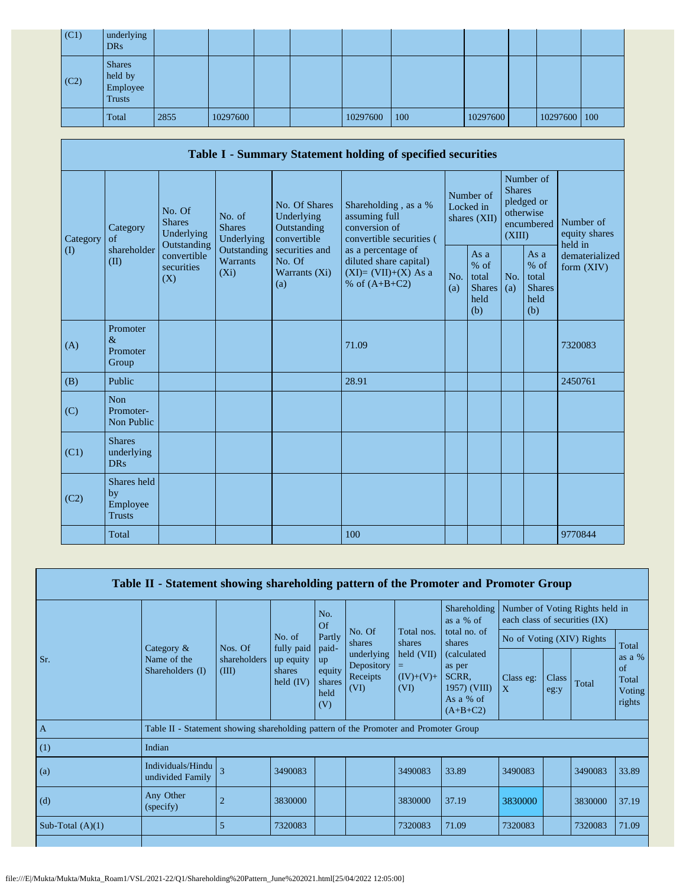| | | | | | | | | | | | |
|---|---|---|---|---|---|---|---|---|---|---|---|
| (C1) | underlying DRs | | | | | | | | | | |
| (C2) | Shares held by Employee Trusts | | | | | | | | | | |
| | Total | 2855 | 10297600 | | | 10297600 | 100 | 10297600 | | 10297600 | 100 |

## Table I - Summary Statement holding of specified securities

| Category (I) | Category of shareholder (II) | No. Of Shares Underlying Outstanding convertible securities (X) | No. of Shares Underlying Outstanding Warrants (Xi) | No. Of Shares Underlying Outstanding convertible securities and No. Of Warrants (Xi) (a) | Shareholding , as a % assuming full conversion of convertible securities ( as a percentage of diluted share capital) (XI)= (VII)+(X) As a % of (A+B+C2) | Number of Locked in shares (XII) | | Number of Shares pledged or otherwise encumbered (XIII) | | Number of equity shares held in dematerialized form (XIV) |
|---|---|---|---|---|---|---|---|---|---|---|
| | | | | | | No. (a) | As a % of total Shares held (b) | No. (a) | As a % of total Shares held (b) | |
| (A) | Promoter & Promoter Group | | | | 71.09 | | | | | 7320083 |
| (B) | Public | | | | 28.91 | | | | | 2450761 |
| (C) | Non Promoter- Non Public | | | | | | | | | |
| (C1) | Shares underlying DRs | | | | | | | | | |
| (C2) | Shares held by Employee Trusts | | | | | | | | | |
| | Total | | | | 100 | | | | | 9770844 |

## Table II - Statement showing shareholding pattern of the Promoter and Promoter Group

| Sr. | Category & Name of the Shareholders (I) | Nos. Of shareholders (III) | No. of fully paid up equity shares held (IV) | No. Of Partly paid-up equity shares held (V) | No. Of shares underlying Depository Receipts (VI) | Total nos. shares held (VII) = (IV)+(V)+ (VI) | Shareholding as a % of total no. of shares (calculated as per SCRR, 1957) (VIII) As a % of (A+B+C2) | Number of Voting Rights held in each class of securities (IX) | | | |
|---|---|---|---|---|---|---|---|---|---|---|---|
| | | | | | | | | No of Voting (XIV) Rights | | | Total as a % of Total Voting rights |
| | | | | | | | | Class eg: X | Class eg:y | Total | |
| A | Table II - Statement showing shareholding pattern of the Promoter and Promoter Group | | | | | | | | | | |
| (1) | Indian | | | | | | | | | | |
| (a) | Individuals/Hindu undivided Family | 3 | 3490083 | | | 3490083 | 33.89 | 3490083 | | 3490083 | 33.89 |
| (d) | Any Other (specify) | 2 | 3830000 | | | 3830000 | 37.19 | 3830000 | | 3830000 | 37.19 |
| Sub-Total (A)(1) | | 5 | 7320083 | | | 7320083 | 71.09 | 7320083 | | 7320083 | 71.09 |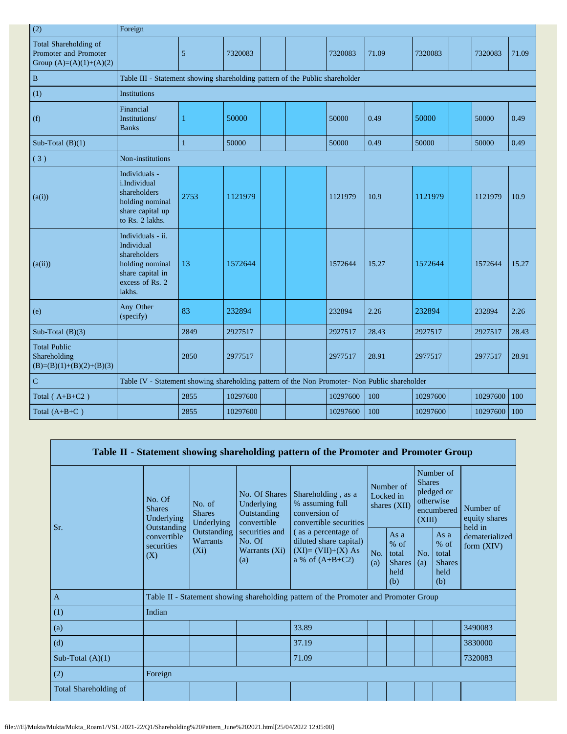| (2) | Foreign | | | | | | | | | | |
|---|---|---|---|---|---|---|---|---|---|---|---|
| Total Shareholding of Promoter and Promoter Group (A)=(A)(1)+(A)(2) | | 5 | 7320083 | | | 7320083 | 71.09 | 7320083 | | 7320083 | 71.09 |
| B | Table III - Statement showing shareholding pattern of the Public shareholder | | | | | | | | | | |
| (1) | Institutions | | | | | | | | | | |
| (f) | Financial Institutions/ Banks | 1 | 50000 | | | 50000 | 0.49 | 50000 | | 50000 | 0.49 |
| Sub-Total (B)(1) | | 1 | 50000 | | | 50000 | 0.49 | 50000 | | 50000 | 0.49 |
| ( 3 ) | Non-institutions | | | | | | | | | | |
| (a(i)) | Individuals - i.Individual shareholders holding nominal share capital up to Rs. 2 lakhs. | 2753 | 1121979 | | | 1121979 | 10.9 | 1121979 | | 1121979 | 10.9 |
| (a(ii)) | Individuals - ii. Individual shareholders holding nominal share capital in excess of Rs. 2 lakhs. | 13 | 1572644 | | | 1572644 | 15.27 | 1572644 | | 1572644 | 15.27 |
| (e) | Any Other (specify) | 83 | 232894 | | | 232894 | 2.26 | 232894 | | 232894 | 2.26 |
| Sub-Total (B)(3) | | 2849 | 2927517 | | | 2927517 | 28.43 | 2927517 | | 2927517 | 28.43 |
| Total Public Shareholding (B)=(B)(1)+(B)(2)+(B)(3) | | 2850 | 2977517 | | | 2977517 | 28.91 | 2977517 | | 2977517 | 28.91 |
| C | Table IV - Statement showing shareholding pattern of the Non Promoter- Non Public shareholder | | | | | | | | | | |
| Total ( A+B+C2 ) | | 2855 | 10297600 | | | 10297600 | 100 | 10297600 | | 10297600 | 100 |
| Total (A+B+C ) | | 2855 | 10297600 | | | 10297600 | 100 | 10297600 | | 10297600 | 100 |

## Table II - Statement showing shareholding pattern of the Promoter and Promoter Group

| Sr. | No. Of Shares Underlying Outstanding convertible securities (X) | No. of Shares Underlying Outstanding Warrants (Xi) | No. Of Shares Underlying Outstanding convertible securities and No. Of Warrants (Xi) (a) | Shareholding , as a % assuming full conversion of convertible securities ( as a percentage of diluted share capital) (XI)= (VII)+(X) As a % of (A+B+C2) | Number of Locked in shares (XII) | | Number of Shares pledged or otherwise encumbered (XIII) | | Number of equity shares held in dematerialized form (XIV) |
|---|---|---|---|---|---|---|---|---|---|
| | | | | | No. (a) | As a % of total Shares held (b) | No. (a) | As a % of total Shares held (b) | |
| A | Table II - Statement showing shareholding pattern of the Promoter and Promoter Group | | | | | | | | |
| (1) | Indian | | | | | | | | |
| (a) | | | | 33.89 | | | | | 3490083 |
| (d) | | | | 37.19 | | | | | 3830000 |
| Sub-Total (A)(1) | | | | 71.09 | | | | | 7320083 |
| (2) | Foreign | | | | | | | | |
| Total Shareholding of | | | | | | | | | |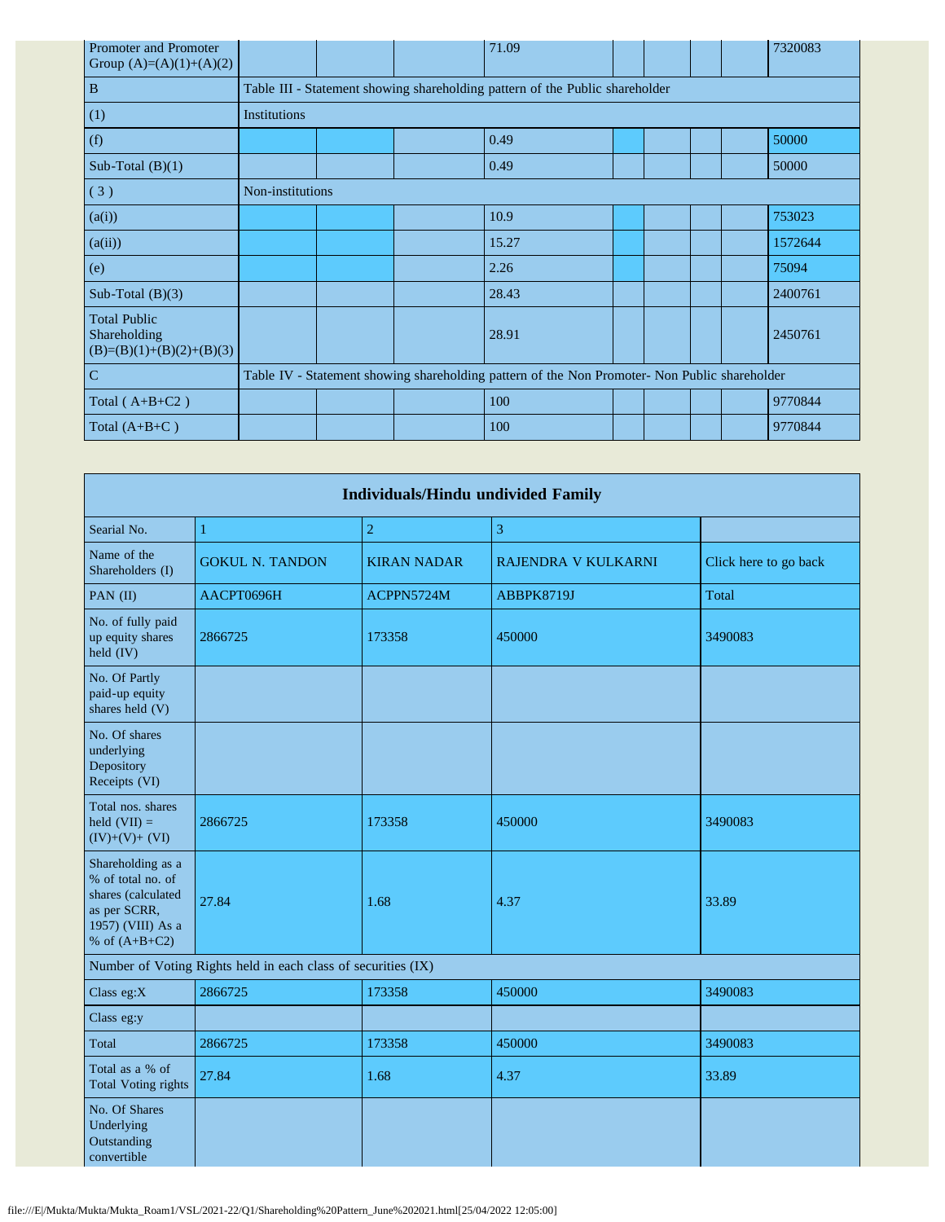| | | | | | | | | | |
|---|---|---|---|---|---|---|---|---|---|
| Promoter and Promoter Group (A)=(A)(1)+(A)(2) | | | | 71.09 | | | | | 7320083 |
| B | Table III - Statement showing shareholding pattern of the Public shareholder | | | | | | | | |
| (1) | Institutions | | | | | | | | |
| (f) | | | | 0.49 | | | | | 50000 |
| Sub-Total (B)(1) | | | | 0.49 | | | | | 50000 |
| ( 3 ) | Non-institutions | | | | | | | | |
| (a(i)) | | | | 10.9 | | | | | 753023 |
| (a(ii)) | | | | 15.27 | | | | | 1572644 |
| (e) | | | | 2.26 | | | | | 75094 |
| Sub-Total (B)(3) | | | | 28.43 | | | | | 2400761 |
| Total Public Shareholding (B)=(B)(1)+(B)(2)+(B)(3) | | | | 28.91 | | | | | 2450761 |
| C | Table IV - Statement showing shareholding pattern of the Non Promoter- Non Public shareholder | | | | | | | | |
| Total ( A+B+C2 ) | | | | 100 | | | | | 9770844 |
| Total (A+B+C ) | | | | 100 | | | | | 9770844 |

| Individuals/Hindu undivided Family | | | | |
|---|---|---|---|---|
| Searial No. | 1 | 2 | 3 | |
| Name of the Shareholders (I) | GOKUL N. TANDON | KIRAN NADAR | RAJENDRA V KULKARNI | Click here to go back |
| PAN (II) | AACPT0696H | ACPPN5724M | ABBPK8719J | Total |
| No. of fully paid up equity shares held (IV) | 2866725 | 173358 | 450000 | 3490083 |
| No. Of Partly paid-up equity shares held (V) | | | | |
| No. Of shares underlying Depository Receipts (VI) | | | | |
| Total nos. shares held (VII) = (IV)+(V)+ (VI) | 2866725 | 173358 | 450000 | 3490083 |
| Shareholding as a % of total no. of shares (calculated as per SCRR, 1957) (VIII) As a % of (A+B+C2) | 27.84 | 1.68 | 4.37 | 33.89 |
| Number of Voting Rights held in each class of securities (IX) | | | | |
| Class eg:X | 2866725 | 173358 | 450000 | 3490083 |
| Class eg:y | | | | |
| Total | 2866725 | 173358 | 450000 | 3490083 |
| Total as a % of Total Voting rights | 27.84 | 1.68 | 4.37 | 33.89 |
| No. Of Shares Underlying Outstanding convertible | | | | |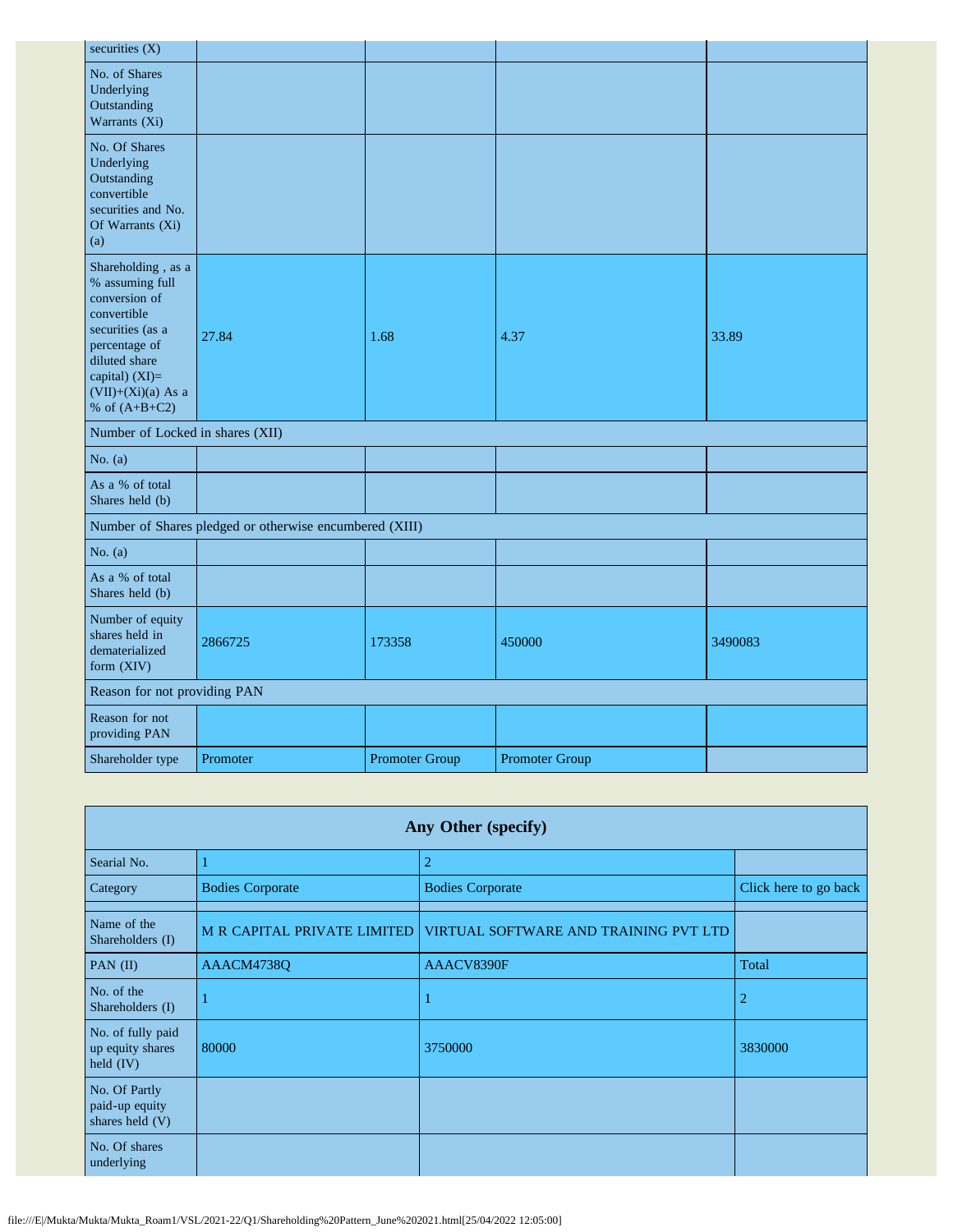| securities (X) | | | | |
|---|---|---|---|---|
| No. of Shares Underlying Outstanding Warrants (Xi) | | | | |
| No. Of Shares Underlying Outstanding convertible securities and No. Of Warrants (Xi) (a) | | | | |
| Shareholding , as a % assuming full conversion of convertible securities (as a percentage of diluted share capital) (XI)= (VII)+(Xi)(a) As a % of (A+B+C2) | 27.84 | 1.68 | 4.37 | 33.89 |
| Number of Locked in shares (XII) | | | | |
| No. (a) | | | | |
| As a % of total Shares held (b) | | | | |
| Number of Shares pledged or otherwise encumbered (XIII) | | | | |
| No. (a) | | | | |
| As a % of total Shares held (b) | | | | |
| Number of equity shares held in dematerialized form (XIV) | 2866725 | 173358 | 450000 | 3490083 |
| Reason for not providing PAN | | | | |
| Reason for not providing PAN | | | | |
| Shareholder type | Promoter | Promoter Group | Promoter Group | |

| Any Other (specify) | | | |
|---|---|---|---|
| Searial No. | 1 | 2 | |
| Category | Bodies Corporate | Bodies Corporate | Click here to go back |
| | | | |
| Name of the Shareholders (I) | M R CAPITAL PRIVATE LIMITED | VIRTUAL SOFTWARE AND TRAINING PVT LTD | |
| PAN (II) | AAACM4738Q | AAACV8390F | Total |
| No. of the Shareholders (I) | 1 | 1 | 2 |
| No. of fully paid up equity shares held (IV) | 80000 | 3750000 | 3830000 |
| No. Of Partly paid-up equity shares held (V) | | | |
| No. Of shares underlying | | | |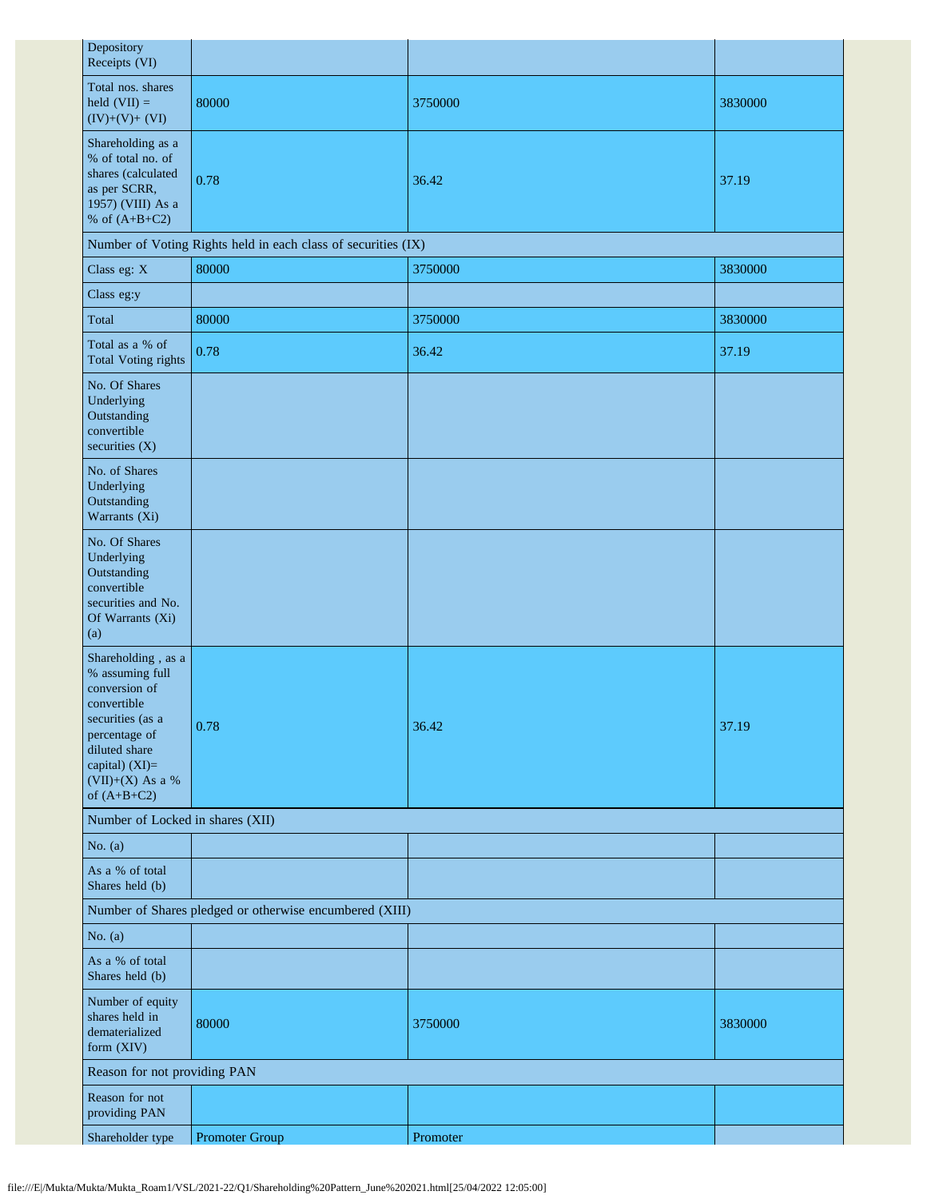| Depository Receipts (VI) | | | |
|---|---|---|---|
| Total nos. shares held (VII) = (IV)+(V)+ (VI) | 80000 | 3750000 | 3830000 |
| Shareholding as a % of total no. of shares (calculated as per SCRR, 1957) (VIII) As a % of (A+B+C2) | 0.78 | 36.42 | 37.19 |
| Number of Voting Rights held in each class of securities (IX) | | | |
| Class eg: X | 80000 | 3750000 | 3830000 |
| Class eg:y | | | |
| Total | 80000 | 3750000 | 3830000 |
| Total as a % of Total Voting rights | 0.78 | 36.42 | 37.19 |
| No. Of Shares Underlying Outstanding convertible securities (X) | | | |
| No. of Shares Underlying Outstanding Warrants (Xi) | | | |
| No. Of Shares Underlying Outstanding convertible securities and No. Of Warrants (Xi) (a) | | | |
| Shareholding , as a % assuming full conversion of convertible securities (as a percentage of diluted share capital) (XI)= (VII)+(X) As a % of (A+B+C2) | 0.78 | 36.42 | 37.19 |
| Number of Locked in shares (XII) | | | |
| No. (a) | | | |
| As a % of total Shares held (b) | | | |
| Number of Shares pledged or otherwise encumbered (XIII) | | | |
| No. (a) | | | |
| As a % of total Shares held (b) | | | |
| Number of equity shares held in dematerialized form (XIV) | 80000 | 3750000 | 3830000 |
| Reason for not providing PAN | | | |
| Reason for not providing PAN | | | |
| Shareholder type | Promoter Group | Promoter | |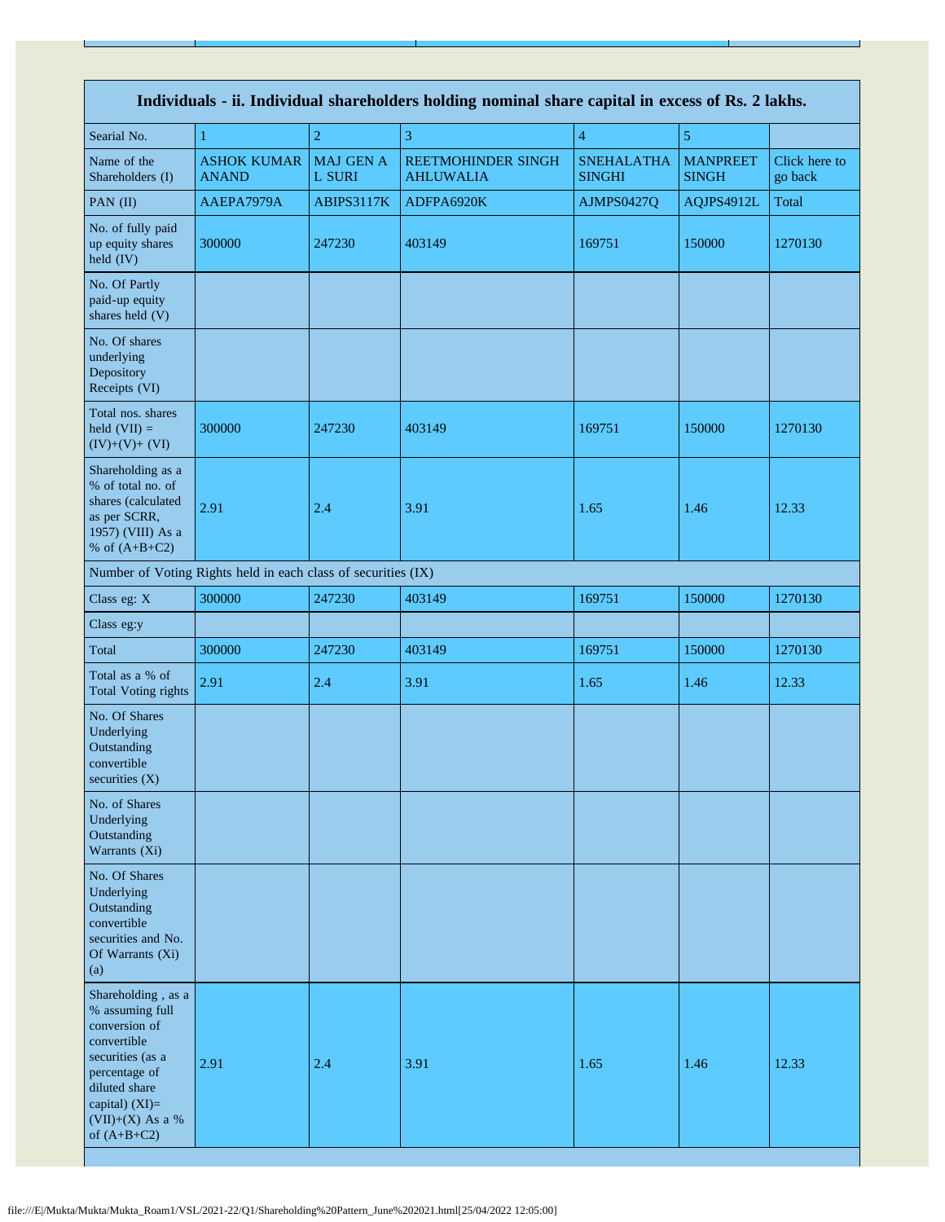| Individuals - ii. Individual shareholders holding nominal share capital in excess of Rs. 2 lakhs. | | | | | | |
|---|---|---|---|---|---|---|
| Searial No. | 1 | 2 | 3 | 4 | 5 | |
| Name of the Shareholders (I) | ASHOK KUMAR ANAND | MAJ GEN A L SURI | REETMOHINDER SINGH AHLUWALIA | SNEHALATHA SINGHI | MANPREET SINGH | Click here to go back |
| PAN (II) | AAEPA7979A | ABIPS3117K | ADFPA6920K | AJMPS0427Q | AQJPS4912L | Total |
| No. of fully paid up equity shares held (IV) | 300000 | 247230 | 403149 | 169751 | 150000 | 1270130 |
| No. Of Partly paid-up equity shares held (V) | | | | | | |
| No. Of shares underlying Depository Receipts (VI) | | | | | | |
| Total nos. shares held (VII) = (IV)+(V)+ (VI) | 300000 | 247230 | 403149 | 169751 | 150000 | 1270130 |
| Shareholding as a % of total no. of shares (calculated as per SCRR, 1957) (VIII) As a % of (A+B+C2) | 2.91 | 2.4 | 3.91 | 1.65 | 1.46 | 12.33 |
| Number of Voting Rights held in each class of securities (IX) | | | | | | |
| Class eg: X | 300000 | 247230 | 403149 | 169751 | 150000 | 1270130 |
| Class eg:y | | | | | | |
| Total | 300000 | 247230 | 403149 | 169751 | 150000 | 1270130 |
| Total as a % of Total Voting rights | 2.91 | 2.4 | 3.91 | 1.65 | 1.46 | 12.33 |
| No. Of Shares Underlying Outstanding convertible securities (X) | | | | | | |
| No. of Shares Underlying Outstanding Warrants (Xi) | | | | | | |
| No. Of Shares Underlying Outstanding convertible securities and No. Of Warrants (Xi) (a) | | | | | | |
| Shareholding , as a % assuming full conversion of convertible securities (as a percentage of diluted share capital) (XI)= (VII)+(X) As a % of (A+B+C2) | 2.91 | 2.4 | 3.91 | 1.65 | 1.46 | 12.33 |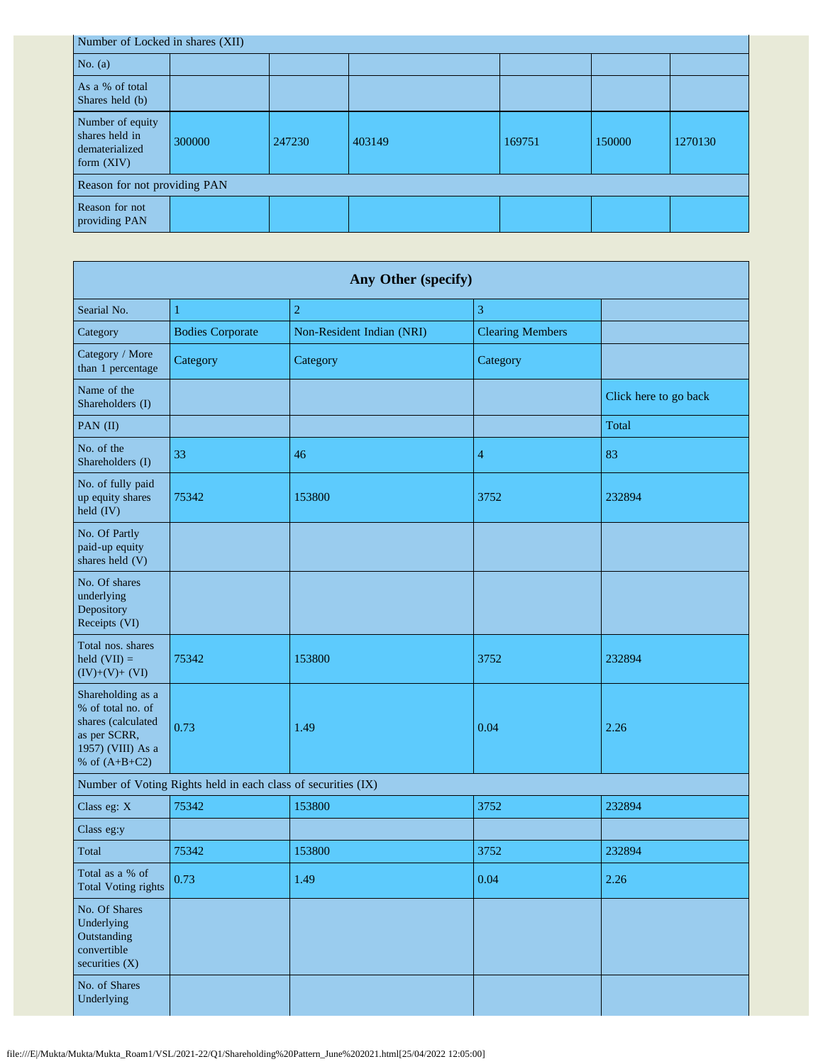| Number of Locked in shares (XII) | | | | | | |
|---|---|---|---|---|---|---|
| No. (a) | | | | | | |
| As a % of total Shares held (b) | | | | | | |
| Number of equity shares held in dematerialized form (XIV) | 300000 | 247230 | 403149 | 169751 | 150000 | 1270130 |
| Reason for not providing PAN | | | | | | |
| Reason for not providing PAN | | | | | | |

| Any Other (specify) | | | | |
|---|---|---|---|---|
| Searial No. | 1 | 2 | 3 | |
| Category | Bodies Corporate | Non-Resident Indian (NRI) | Clearing Members | |
| Category / More than 1 percentage | Category | Category | Category | |
| Name of the Shareholders (I) | | | | Click here to go back |
| PAN (II) | | | | Total |
| No. of the Shareholders (I) | 33 | 46 | 4 | 83 |
| No. of fully paid up equity shares held (IV) | 75342 | 153800 | 3752 | 232894 |
| No. Of Partly paid-up equity shares held (V) | | | | |
| No. Of shares underlying Depository Receipts (VI) | | | | |
| Total nos. shares held (VII) = (IV)+(V)+ (VI) | 75342 | 153800 | 3752 | 232894 |
| Shareholding as a % of total no. of shares (calculated as per SCRR, 1957) (VIII) As a % of (A+B+C2) | 0.73 | 1.49 | 0.04 | 2.26 |
| Number of Voting Rights held in each class of securities (IX) | | | | |
| Class eg: X | 75342 | 153800 | 3752 | 232894 |
| Class eg:y | | | | |
| Total | 75342 | 153800 | 3752 | 232894 |
| Total as a % of Total Voting rights | 0.73 | 1.49 | 0.04 | 2.26 |
| No. Of Shares Underlying Outstanding convertible securities (X) | | | | |
| No. of Shares Underlying | | | | |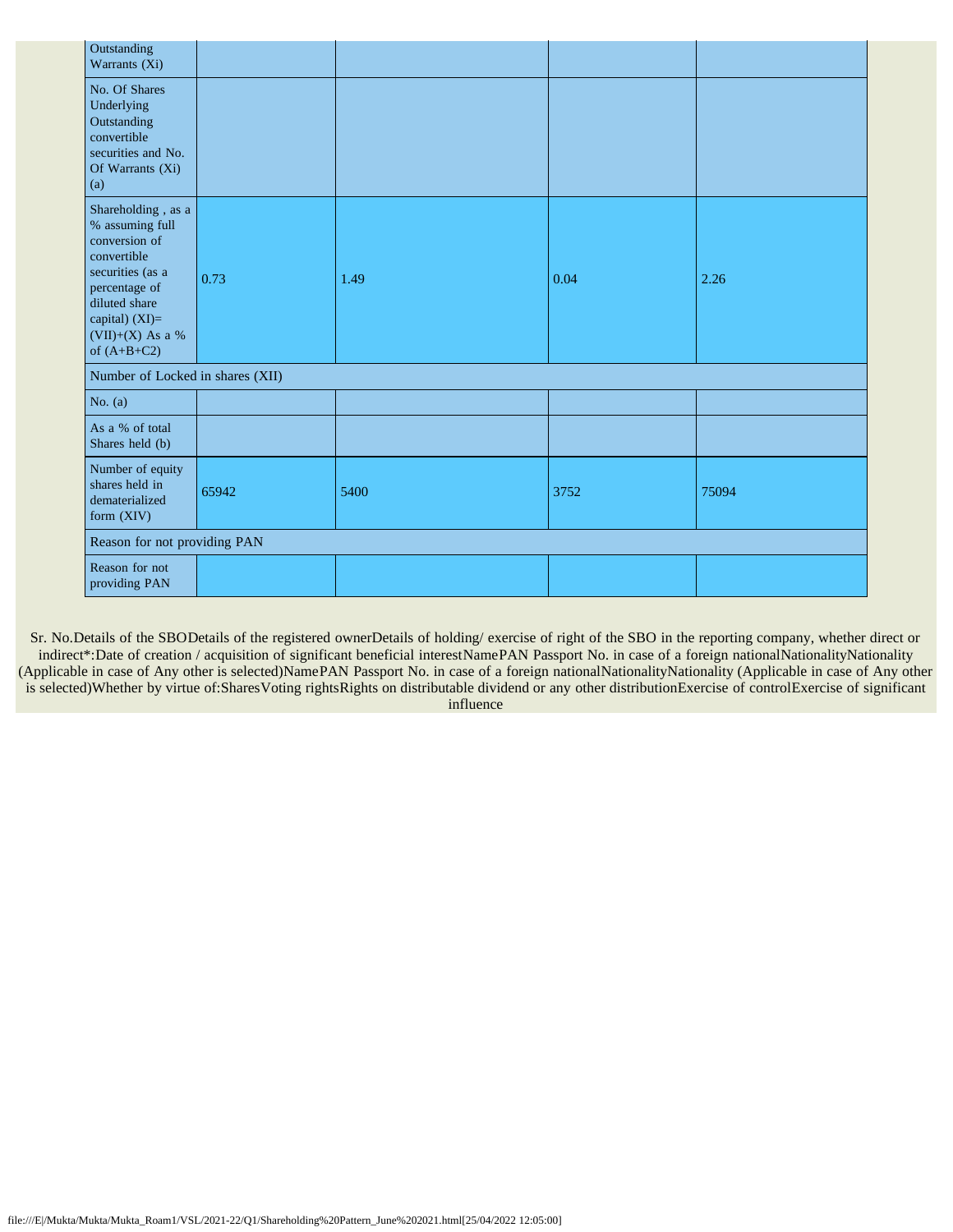| | | | | |
|---|---|---|---|---|
| Outstanding Warrants (Xi) | | | | |
| No. Of Shares Underlying Outstanding convertible securities and No. Of Warrants (Xi) (a) | | | | |
| Shareholding , as a % assuming full conversion of convertible securities (as a percentage of diluted share capital) (XI)= (VII)+(X) As a % of (A+B+C2) | 0.73 | 1.49 | 0.04 | 2.26 |
| Number of Locked in shares (XII) | | | | |
| No. (a) | | | | |
| As a % of total Shares held (b) | | | | |
| Number of equity shares held in dematerialized form (XIV) | 65942 | 5400 | 3752 | 75094 |
| Reason for not providing PAN | | | | |
| Reason for not providing PAN | | | | |

Sr. No.Details of the SBODetails of the registered ownerDetails of holding/ exercise of right of the SBO in the reporting company, whether direct or indirect*:Date of creation / acquisition of significant beneficial interestNamePAN Passport No. in case of a foreign nationalNationalityNationality (Applicable in case of Any other is selected)NamePAN Passport No. in case of a foreign nationalNationalityNationality (Applicable in case of Any other is selected)Whether by virtue of:SharesVoting rightsRights on distributable dividend or any other distributionExercise of controlExercise of significant influence